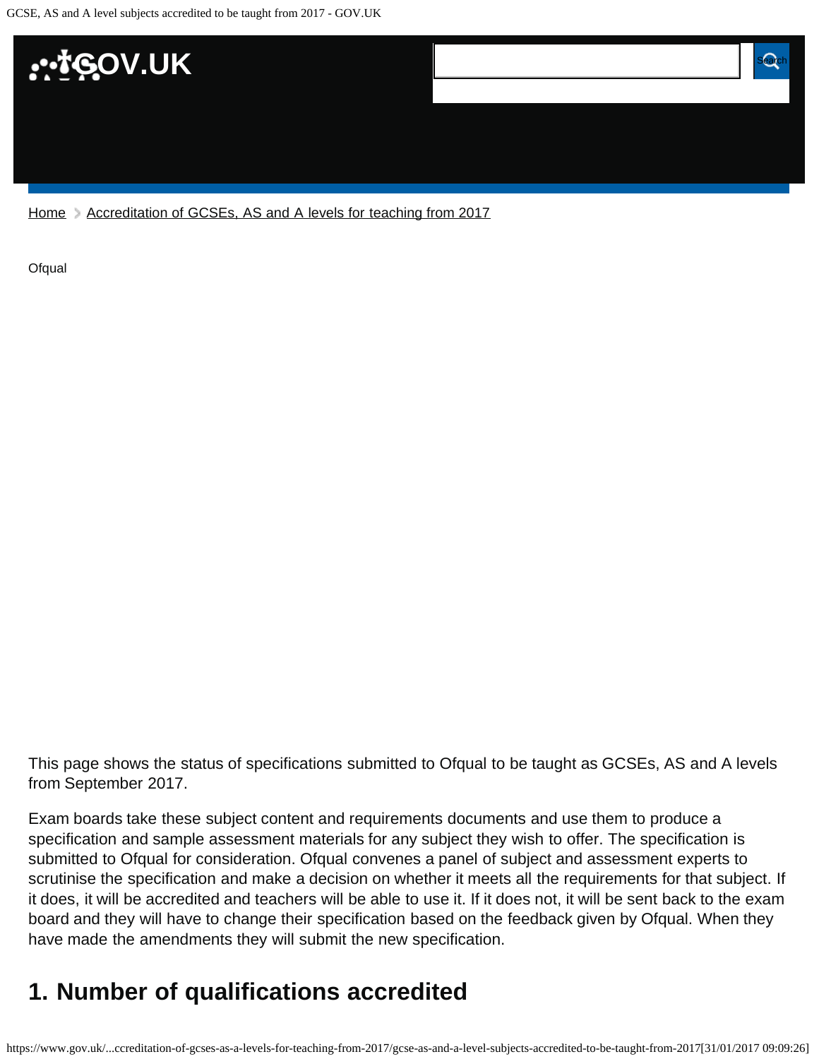GOV.UK

Home > Accreditation of GCSEs, AS and A levels for teaching from 2017

Ofqual

This page shows the status of specifications submitted to Ofqual to be taught as GCSEs, AS and A levels from September 2017.

Exam boards take these subject content and requirements documents and use them to produce a specification and sample assessment materials for any subject they wish to offer. The specification is submitted to Ofqual for consideration. Ofqual convenes a panel of subject and assessment experts to scrutinise the specification and make a decision on whether it meets all the requirements for that subject. If it does, it will be accredited and teachers will be able to use it. If it does not, it will be sent back to the exam board and they will have to change their specification based on the feedback given by Ofqual. When they have made the amendments they will submit the new specification.

## 1. Number of qualifications accredited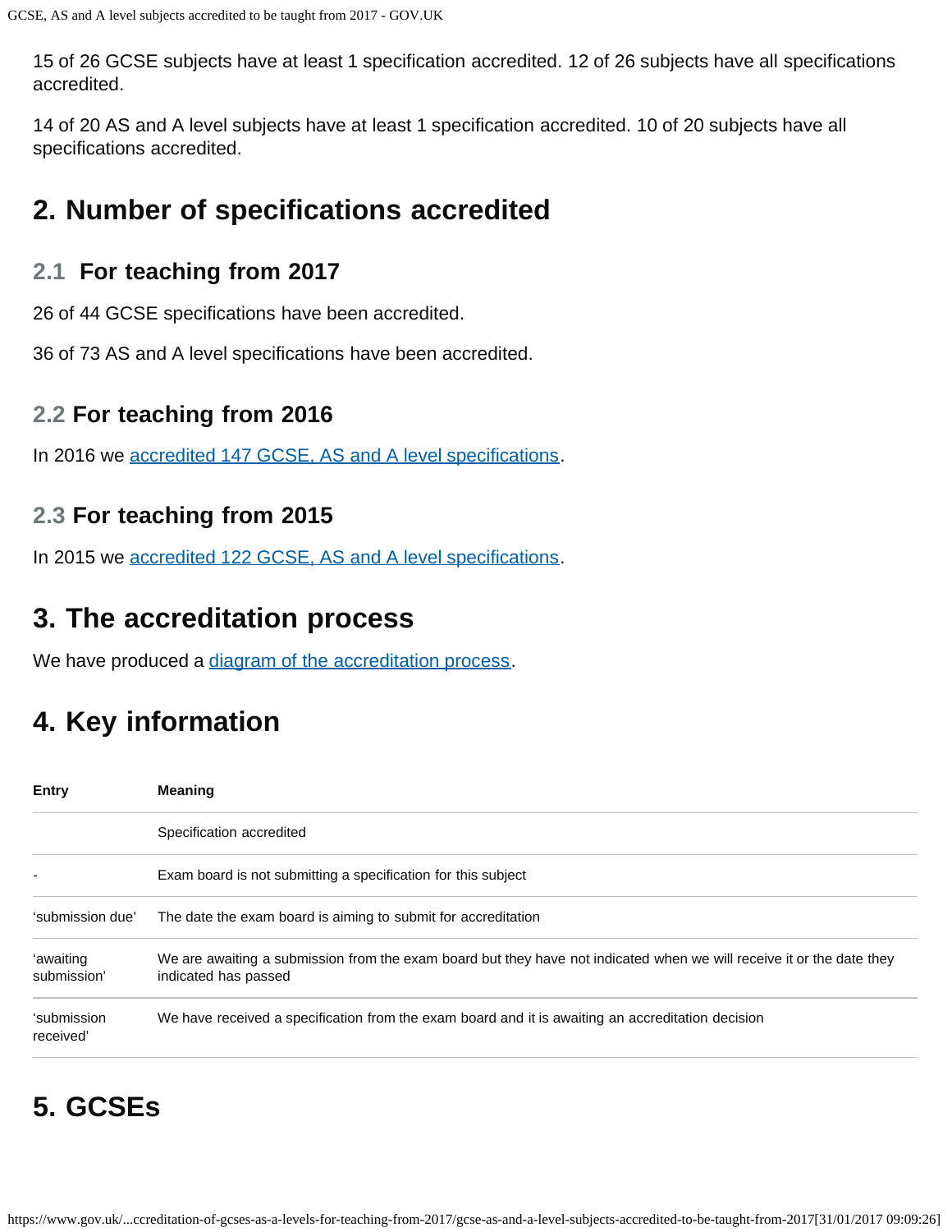15 of 26 GCSE subjects have at least 1 specification accredited. 12 of 26 subjects have all specifications accredited.

14 of 20 AS and A level subjects have at least 1 specification accredited. 10 of 20 subjects have all specifications accredited.

## 2. Number of specifications accredited

### 2.1 For teaching from 2017

26 of 44 GCSE specifications have been accredited.

36 of 73 AS and A level specifications have been accredited.

### 2.2 For teaching from 2016

In 2016 we accredited 147 GCSE, AS and A level specifications.

### 2.3 For teaching from 2015

In 2015 we accredited 122 GCSE, AS and A level specifications.

## 3. The accreditation process

We have produced a diagram of the accreditation process.

## 4. Key information

| Entry | Meaning |
| --- | --- |
| | Specification accredited |
| - | Exam board is not submitting a specification for this subject |
| 'submission due' | The date the exam board is aiming to submit for accreditation |
| 'awaiting submission' | We are awaiting a submission from the exam board but they have not indicated when we will receive it or the date they indicated has passed |
| 'submission received' | We have received a specification from the exam board and it is awaiting an accreditation decision |

## 5. GCSEs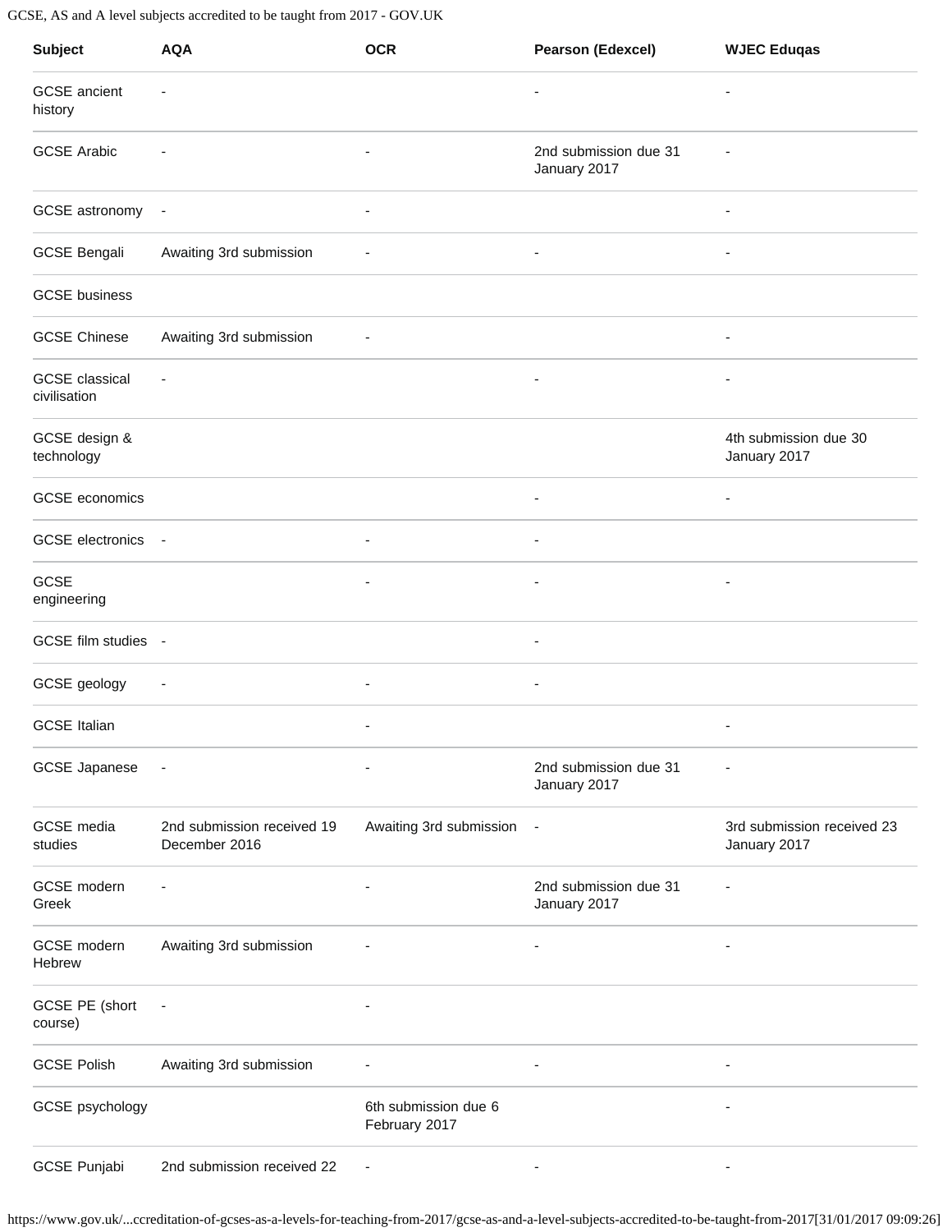| Subject | AQA | OCR | Pearson (Edexcel) | WJEC Eduqas |
| --- | --- | --- | --- | --- |
| GCSE ancient history | - | | - | - |
| GCSE Arabic | - | - | 2nd submission due 31 January 2017 | - |
| GCSE astronomy | - | - | | - |
| GCSE Bengali | Awaiting 3rd submission | - | - | - |
| GCSE business | | | | |
| GCSE Chinese | Awaiting 3rd submission | - | | - |
| GCSE classical civilisation | - | | - | - |
| GCSE design & technology | | | | 4th submission due 30 January 2017 |
| GCSE economics | | | - | - |
| GCSE electronics | - | - | - | |
| GCSE engineering | | - | - | - |
| GCSE film studies | - | | - | |
| GCSE geology | - | - | - | |
| GCSE Italian | | - | | - |
| GCSE Japanese | - | - | 2nd submission due 31 January 2017 | - |
| GCSE media studies | 2nd submission received 19 December 2016 | Awaiting 3rd submission | - | 3rd submission received 23 January 2017 |
| GCSE modern Greek | - | - | 2nd submission due 31 January 2017 | - |
| GCSE modern Hebrew | Awaiting 3rd submission | - | - | - |
| GCSE PE (short course) | - | - | | |
| GCSE Polish | Awaiting 3rd submission | - | - | - |
| GCSE psychology | | 6th submission due 6 February 2017 | | - |
| GCSE Punjabi | 2nd submission received 22 | - | - | - |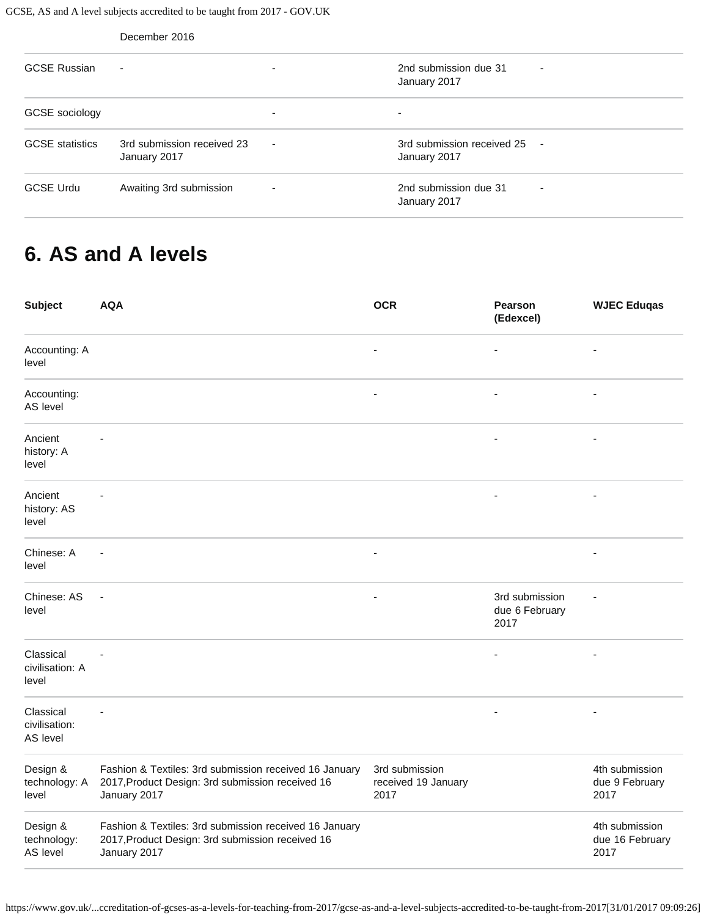| | December 2016 | | | |
|---|---|---|---|---|
| GCSE Russian | - | - | 2nd submission due 31 January 2017 | - |
| GCSE sociology | | - | - | |
| GCSE statistics | 3rd submission received 23 January 2017 | - | 3rd submission received 25 January 2017 | - |
| GCSE Urdu | Awaiting 3rd submission | - | 2nd submission due 31 January 2017 | - |

## 6. AS and A levels

| Subject | AQA | OCR | Pearson (Edexcel) | WJEC Eduqas |
|---|---|---|---|---|
| Accounting: A level | | - | - | - |
| Accounting: AS level | | - | - | - |
| Ancient history: A level | - | | - | - |
| Ancient history: AS level | - | | - | - |
| Chinese: A level | - | - | | - |
| Chinese: AS level | - | - | 3rd submission due 6 February 2017 | - |
| Classical civilisation: A level | - | | - | - |
| Classical civilisation: AS level | - | | - | - |
| Design & technology: A level | Fashion & Textiles: 3rd submission received 16 January 2017,Product Design: 3rd submission received 16 January 2017 | 3rd submission received 19 January 2017 | | 4th submission due 9 February 2017 |
| Design & technology: AS level | Fashion & Textiles: 3rd submission received 16 January 2017,Product Design: 3rd submission received 16 January 2017 | | | 4th submission due 16 February 2017 |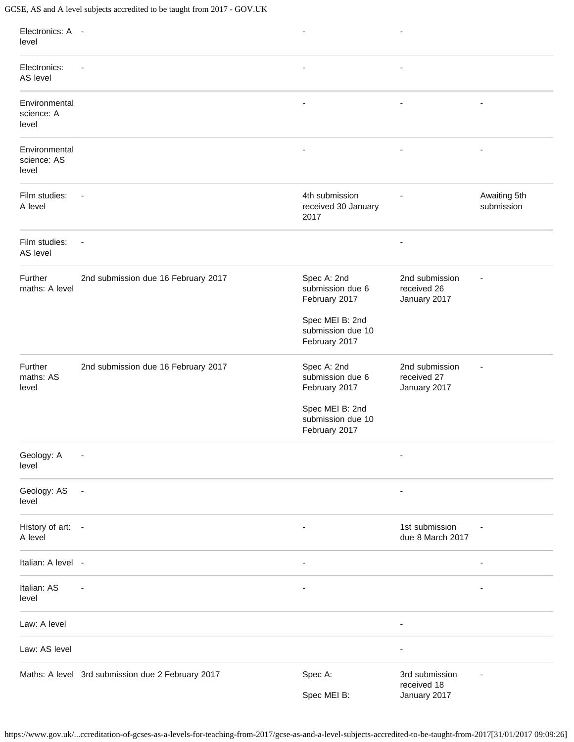| Electronics: A level | - | - | - | |
|---|---|---|---|---|
| Electronics: AS level | - | - | - | |
| Environmental science: A level | | - | - | - |
| Environmental science: AS level | | - | - | - |
| Film studies: A level | - | 4th submission received 30 January 2017 | - | Awaiting 5th submission |
| Film studies: AS level | - | | - | |
| Further maths: A level | 2nd submission due 16 February 2017 | Spec A: 2nd submission due 6 February 2017<br><br>Spec MEI B: 2nd submission due 10 February 2017 | 2nd submission received 26 January 2017 | - |
| Further maths: AS level | 2nd submission due 16 February 2017 | Spec A: 2nd submission due 6 February 2017<br><br>Spec MEI B: 2nd submission due 10 February 2017 | 2nd submission received 27 January 2017 | - |
| Geology: A level | - | | - | |
| Geology: AS level | - | | - | |
| History of art: A level | - | - | 1st submission due 8 March 2017 | - |
| Italian: A level | - | - | | - |
| Italian: AS level | - | - | | - |
| Law: A level | | | - | |
| Law: AS level | | | - | |
| Maths: A level | 3rd submission due 2 February 2017 | Spec A:<br><br>Spec MEI B: | 3rd submission received 18 January 2017 | - |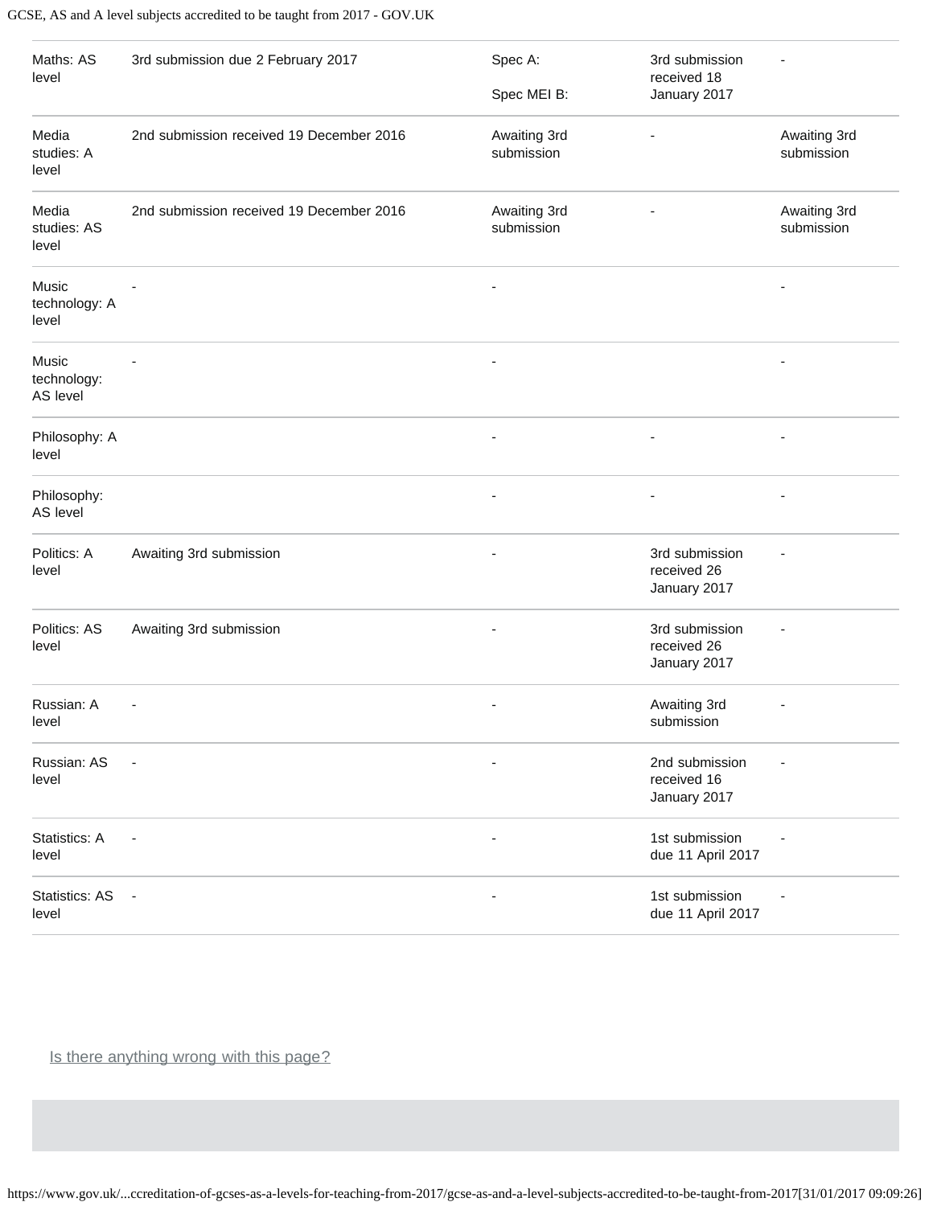| | | | | |
|---|---|---|---|---|
| Maths: AS level | 3rd submission due 2 February 2017 | Spec A:<br><br>Spec MEI B: | 3rd submission received 18 January 2017 | - |
| Media studies: A level | 2nd submission received 19 December 2016 | Awaiting 3rd submission | - | Awaiting 3rd submission |
| Media studies: AS level | 2nd submission received 19 December 2016 | Awaiting 3rd submission | - | Awaiting 3rd submission |
| Music technology: A level | - | - | | - |
| Music technology: AS level | - | - | | - |
| Philosophy: A level | | - | - | - |
| Philosophy: AS level | | - | - | - |
| Politics: A level | Awaiting 3rd submission | - | 3rd submission received 26 January 2017 | - |
| Politics: AS level | Awaiting 3rd submission | - | 3rd submission received 26 January 2017 | - |
| Russian: A level | - | - | Awaiting 3rd submission | - |
| Russian: AS level | - | - | 2nd submission received 16 January 2017 | - |
| Statistics: A level | - | - | 1st submission due 11 April 2017 | - |
| Statistics: AS level | - | - | 1st submission due 11 April 2017 | - |

Is there anything wrong with this page?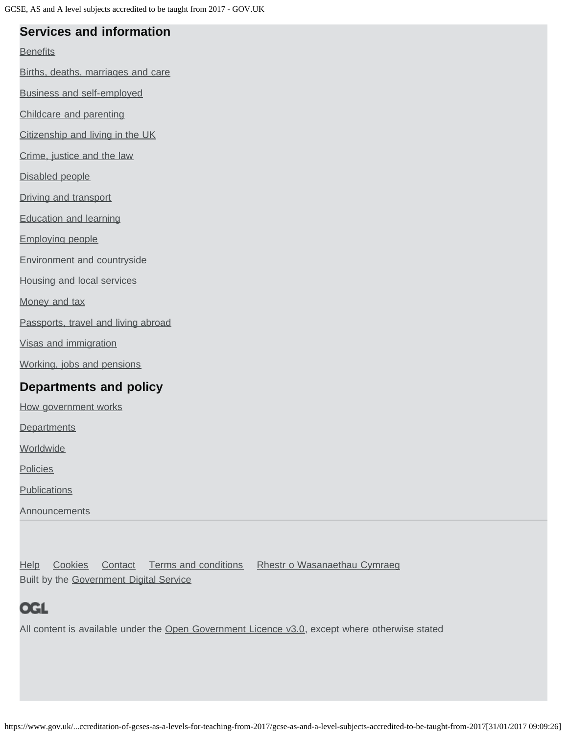## Services and information

[Benefits]

[Births, deaths, marriages and care]

[Business and self-employed]

[Childcare and parenting]

[Citizenship and living in the UK]

[Crime, justice and the law]

[Disabled people]

[Driving and transport]

[Education and learning]

[Employing people]

[Environment and countryside]

[Housing and local services]

[Money and tax]

[Passports, travel and living abroad]

[Visas and immigration]

[Working, jobs and pensions]

## Departments and policy

[How government works]

[Departments]

[Worldwide]

[Policies]

[Publications]

[Announcements]

---

Help Cookies Contact Terms and conditions Rhestr o Wasanaethau Cymraeg

Built by the Government Digital Service

OGL

All content is available under the Open Government Licence v3.0, except where otherwise stated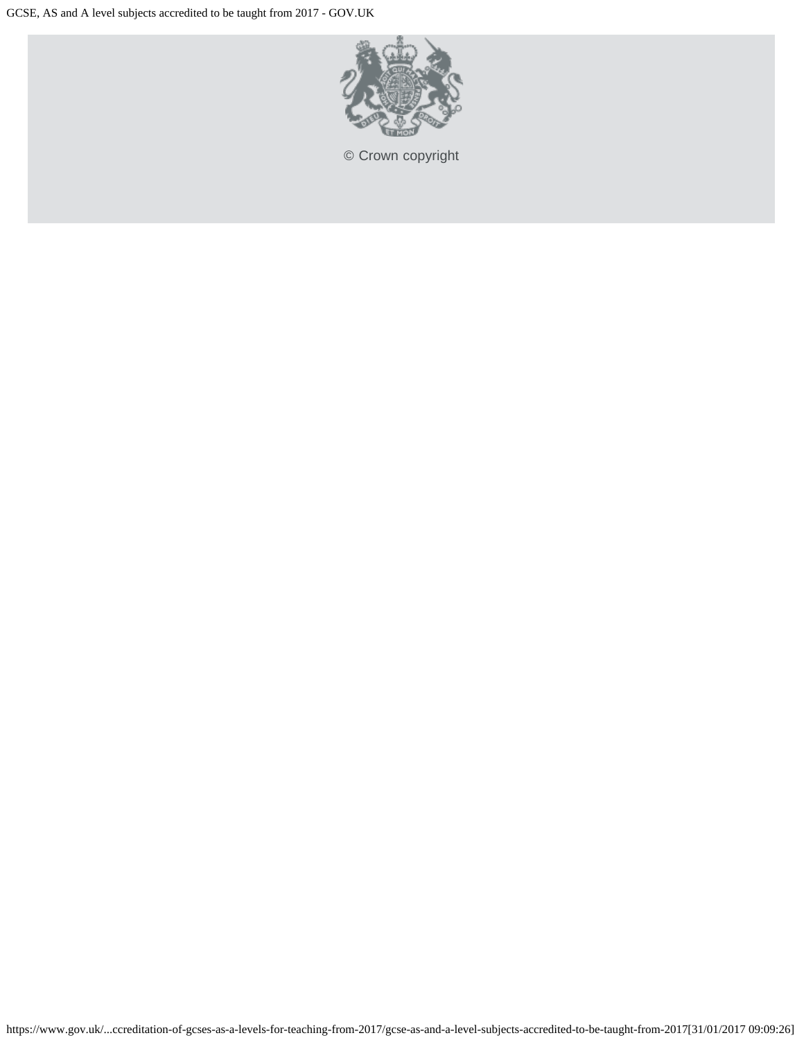© Crown copyright